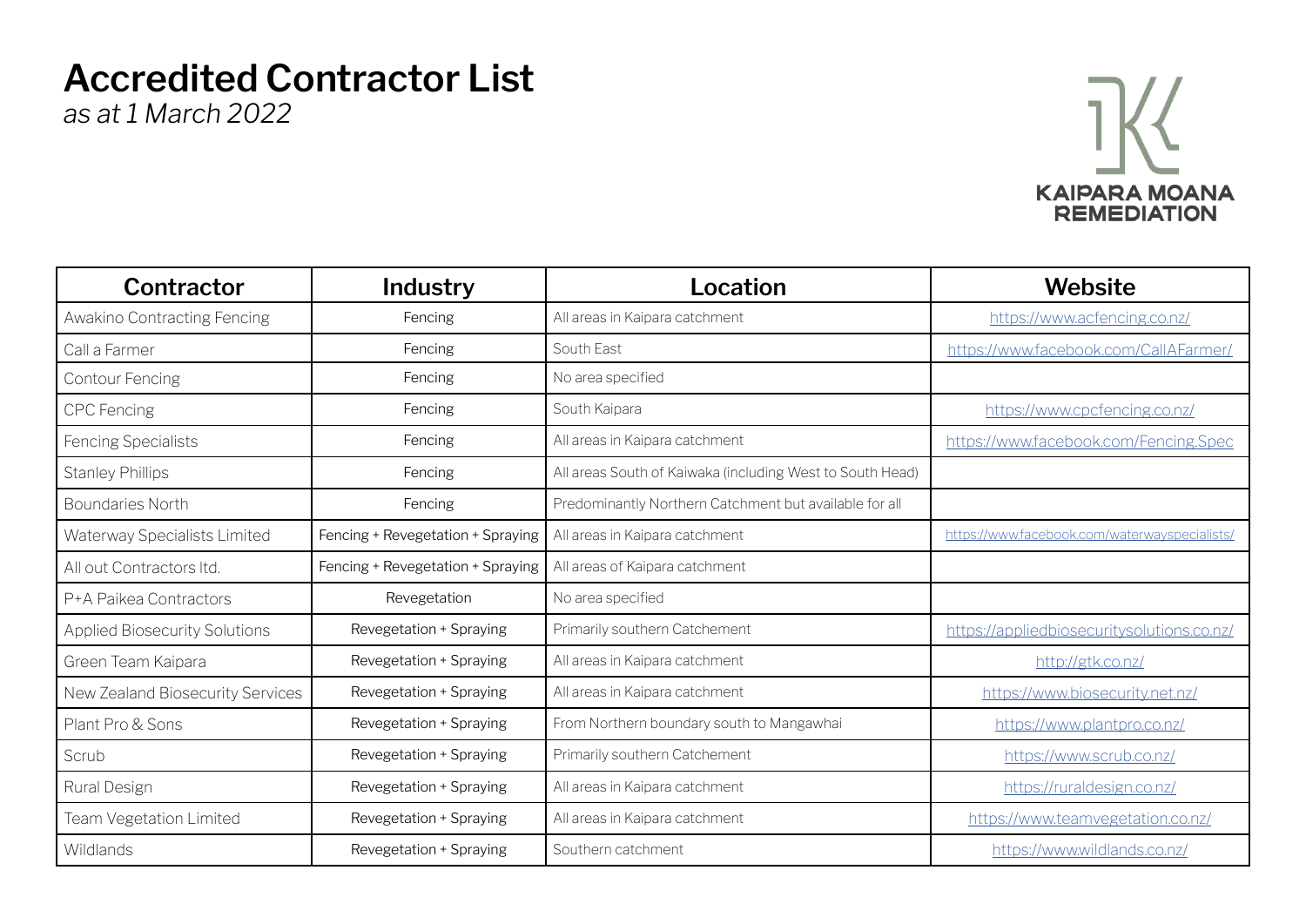# Accredited Contractor List

*as at 1 March 2022*

KAIPARA MOANA REMEDIATION

| Contractor | Industry | Location | Website |
| --- | --- | --- | --- |
| Awakino Contracting Fencing | Fencing | All areas in Kaipara catchment | https://www.acfencing.co.nz/ |
| Call a Farmer | Fencing | South East | https://www.facebook.com/CallAFarmer/ |
| Contour Fencing | Fencing | No area specified | |
| CPC Fencing | Fencing | South Kaipara | https://www.cpcfencing.co.nz/ |
| Fencing Specialists | Fencing | All areas in Kaipara catchment | https://www.facebook.com/Fencing.Spec |
| Stanley Phillips | Fencing | All areas South of Kaiwaka (including West to South Head) | |
| Boundaries North | Fencing | Predominantly Northern Catchment but available for all | |
| Waterway Specialists Limited | Fencing + Revegetation + Spraying | All areas in Kaipara catchment | https://www.facebook.com/waterwayspecialists/ |
| All out Contractors ltd. | Fencing + Revegetation + Spraying | All areas of Kaipara catchment | |
| P+A Paikea Contractors | Revegetation | No area specified | |
| Applied Biosecurity Solutions | Revegetation + Spraying | Primarily southern Catchement | https://appliedbiosecuritysolutions.co.nz/ |
| Green Team Kaipara | Revegetation + Spraying | All areas in Kaipara catchment | http://gtk.co.nz/ |
| New Zealand Biosecurity Services | Revegetation + Spraying | All areas in Kaipara catchment | https://www.biosecurity.net.nz/ |
| Plant Pro & Sons | Revegetation + Spraying | From Northern boundary south to Mangawhai | https://www.plantpro.co.nz/ |
| Scrub | Revegetation + Spraying | Primarily southern Catchement | https://www.scrub.co.nz/ |
| Rural Design | Revegetation + Spraying | All areas in Kaipara catchment | https://ruraldesign.co.nz/ |
| Team Vegetation Limited | Revegetation + Spraying | All areas in Kaipara catchment | https://www.teamvegetation.co.nz/ |
| Wildlands | Revegetation + Spraying | Southern catchment | https://www.wildlands.co.nz/ |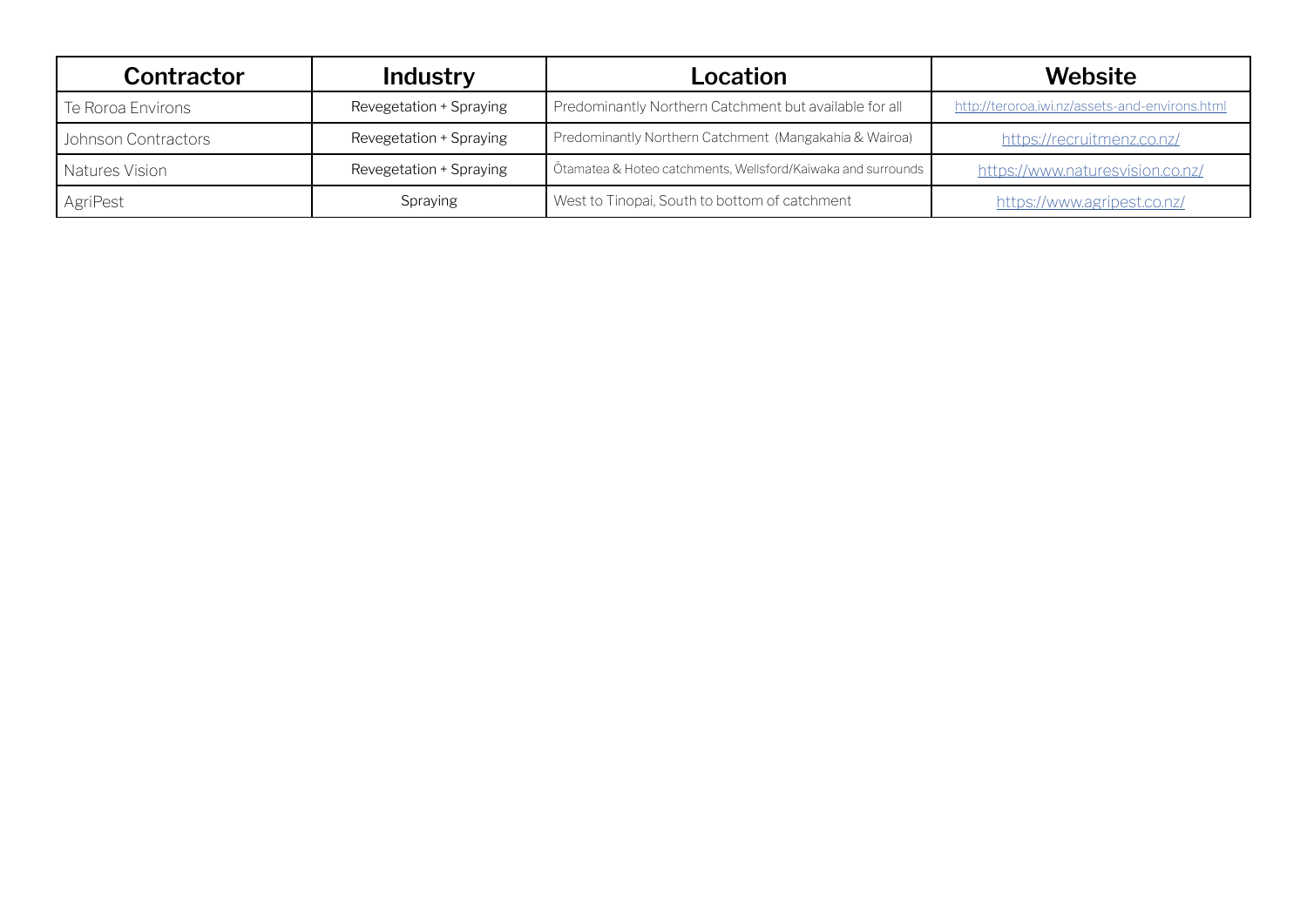| Contractor | Industry | Location | Website |
|---|---|---|---|
| Te Roroa Environs | Revegetation + Spraying | Predominantly Northern Catchment but available for all | http://teroroa.iwi.nz/assets-and-environs.html |
| Johnson Contractors | Revegetation + Spraying | Predominantly Northern Catchment (Mangakahia & Wairoa) | https://recruitmenz.co.nz/ |
| Natures Vision | Revegetation + Spraying | Ōtamatea & Hoteo catchments, Wellsford/Kaiwaka and surrounds | https://www.naturesvision.co.nz/ |
| AgriPest | Spraying | West to Tinopai, South to bottom of catchment | https://www.agripest.co.nz/ |